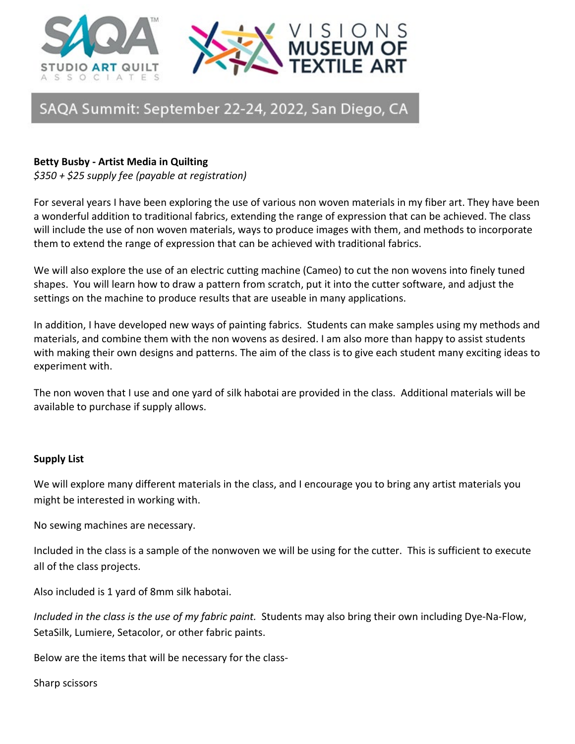SAQA Studio Art Quilt Associates

Visions Museum of Textile Art

# SAQA Summit: September 22-24, 2022, San Diego, CA

**Betty Busby - Artist Media in Quilting**

*$350 + $25 supply fee (payable at registration)*

For several years I have been exploring the use of various non woven materials in my fiber art. They have been a wonderful addition to traditional fabrics, extending the range of expression that can be achieved. The class will include the use of non woven materials, ways to produce images with them, and methods to incorporate them to extend the range of expression that can be achieved with traditional fabrics.

We will also explore the use of an electric cutting machine (Cameo) to cut the non wovens into finely tuned shapes. You will learn how to draw a pattern from scratch, put it into the cutter software, and adjust the settings on the machine to produce results that are useable in many applications.

In addition, I have developed new ways of painting fabrics. Students can make samples using my methods and materials, and combine them with the non wovens as desired. I am also more than happy to assist students with making their own designs and patterns. The aim of the class is to give each student many exciting ideas to experiment with.

The non woven that I use and one yard of silk habotai are provided in the class. Additional materials will be available to purchase if supply allows.

**Supply List**

We will explore many different materials in the class, and I encourage you to bring any artist materials you might be interested in working with.

No sewing machines are necessary.

Included in the class is a sample of the nonwoven we will be using for the cutter. This is sufficient to execute all of the class projects.

Also included is 1 yard of 8mm silk habotai.

*Included in the class is the use of my fabric paint.* Students may also bring their own including Dye-Na-Flow, SetaSilk, Lumiere, Setacolor, or other fabric paints.

Below are the items that will be necessary for the class-

Sharp scissors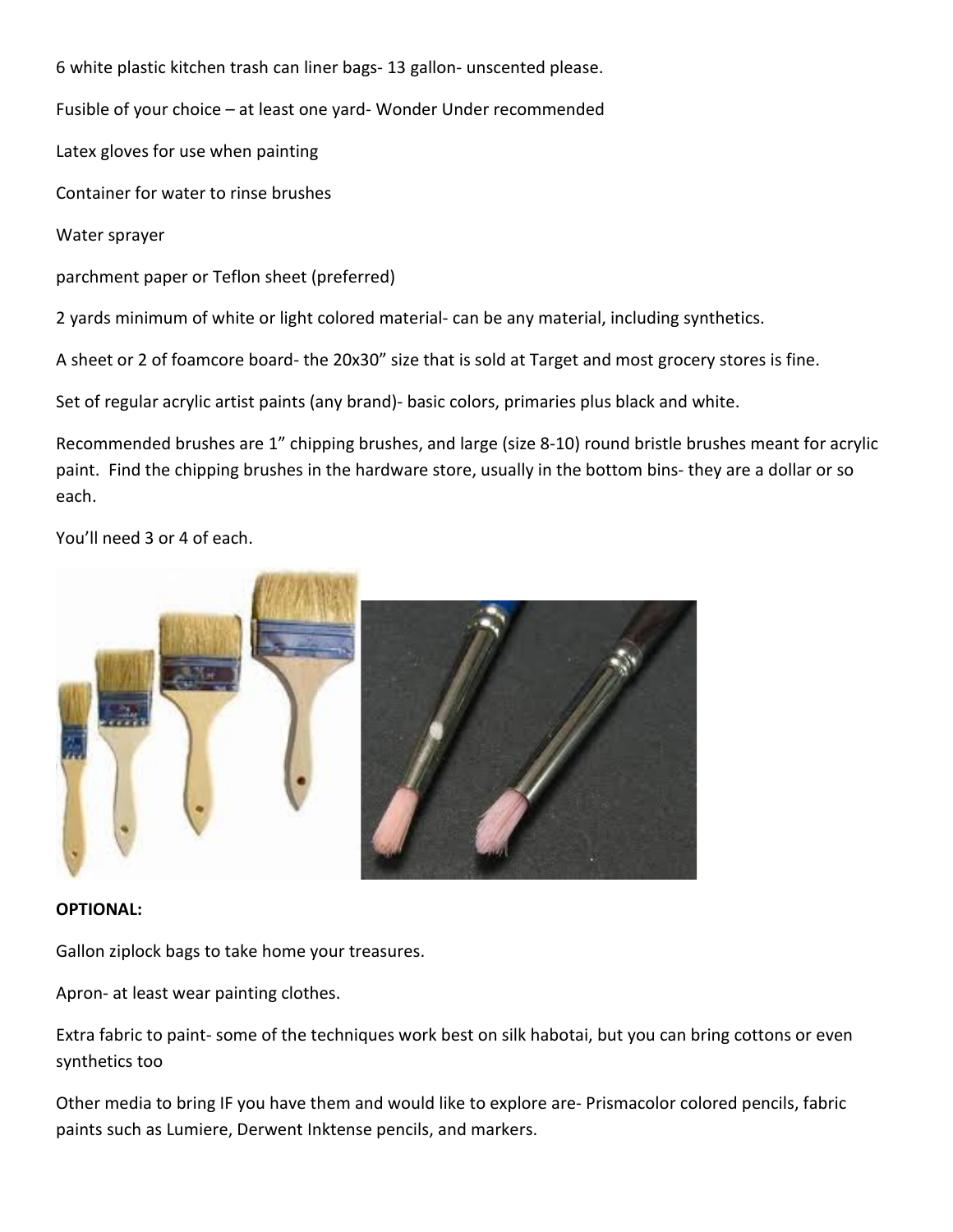6 white plastic kitchen trash can liner bags- 13 gallon- unscented please.

Fusible of your choice – at least one yard- Wonder Under recommended

Latex gloves for use when painting

Container for water to rinse brushes

Water sprayer

parchment paper or Teflon sheet (preferred)

2 yards minimum of white or light colored material- can be any material, including synthetics.

A sheet or 2 of foamcore board- the 20x30" size that is sold at Target and most grocery stores is fine.

Set of regular acrylic artist paints (any brand)- basic colors, primaries plus black and white.

Recommended brushes are 1" chipping brushes, and large (size 8-10) round bristle brushes meant for acrylic paint. Find the chipping brushes in the hardware store, usually in the bottom bins- they are a dollar or so each.

You'll need 3 or 4 of each.

**OPTIONAL:**

Gallon ziplock bags to take home your treasures.

Apron- at least wear painting clothes.

Extra fabric to paint- some of the techniques work best on silk habotai, but you can bring cottons or even synthetics too

Other media to bring IF you have them and would like to explore are- Prismacolor colored pencils, fabric paints such as Lumiere, Derwent Inktense pencils, and markers.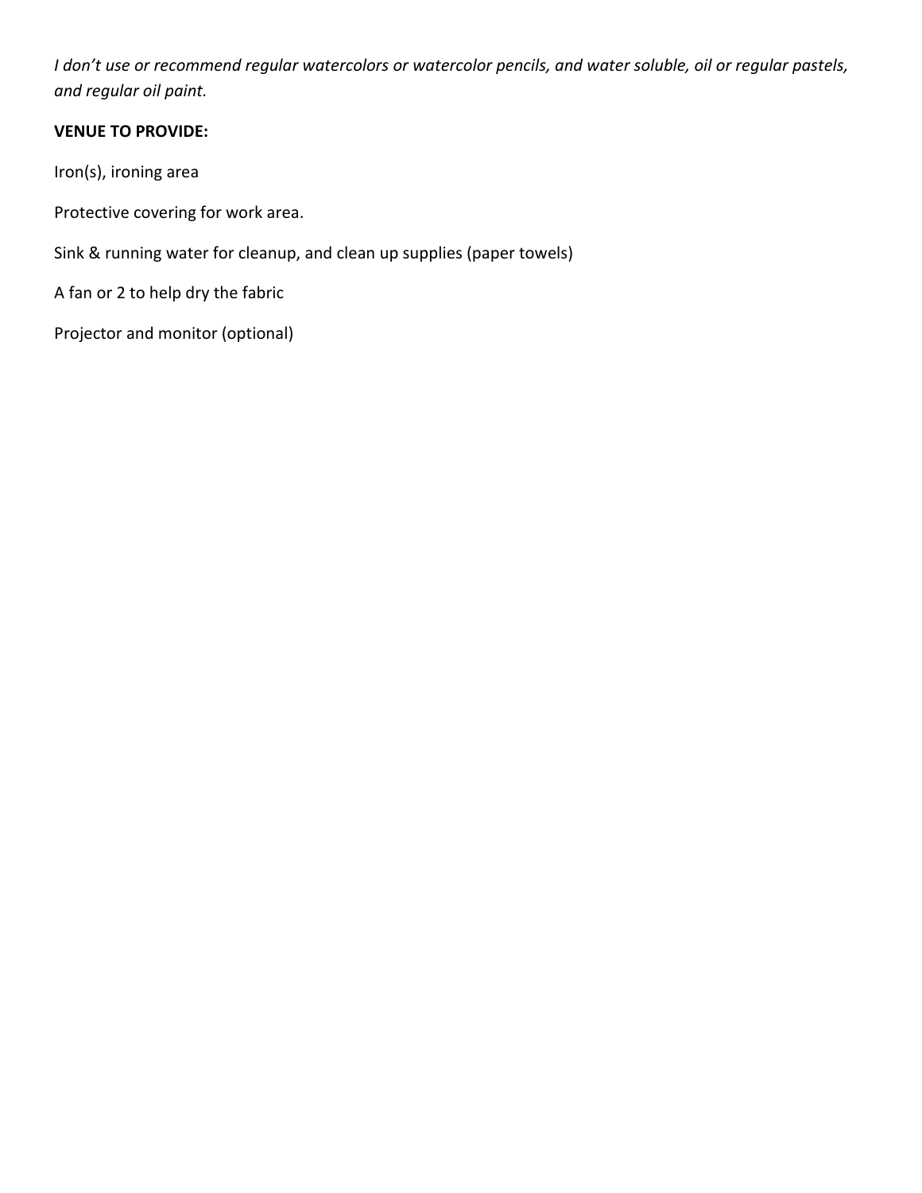*I don't use or recommend regular watercolors or watercolor pencils, and water soluble, oil or regular pastels, and regular oil paint.*

**VENUE TO PROVIDE:**

Iron(s), ironing area

Protective covering for work area.

Sink & running water for cleanup, and clean up supplies (paper towels)

A fan or 2 to help dry the fabric

Projector and monitor (optional)